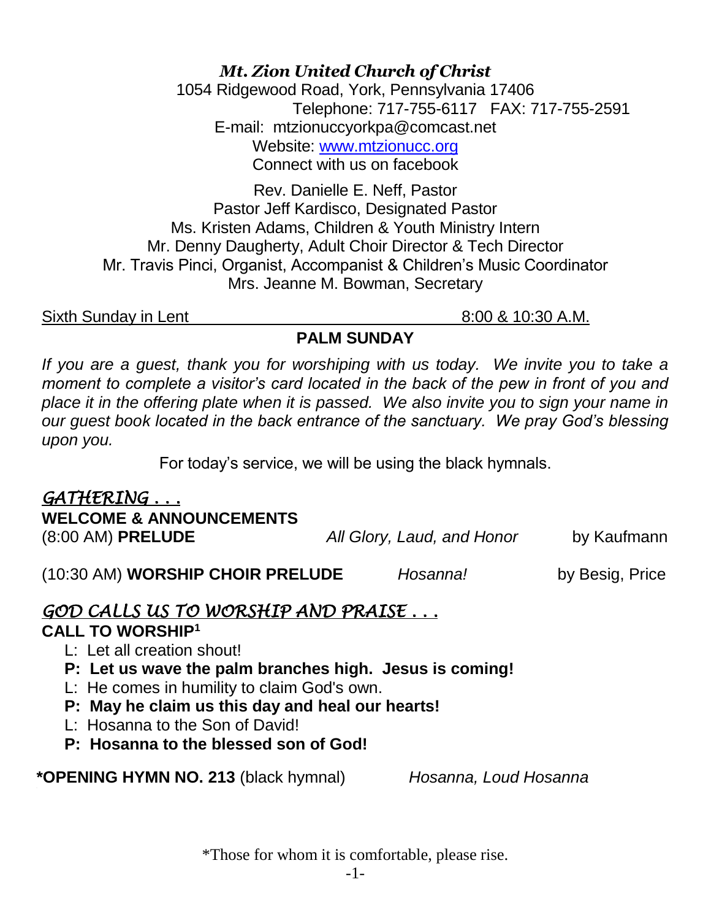***Mt. Zion United Church of Christ***

1054 Ridgewood Road, York, Pennsylvania 17406
Telephone: 717-755-6117 FAX: 717-755-2591
E-mail: mtzionuccyorkpa@comcast.net
Website: [www.mtzionucc.org](http://www.mtzionucc.org)
Connect with us on facebook

Rev. Danielle E. Neff, Pastor
Pastor Jeff Kardisco, Designated Pastor
Ms. Kristen Adams, Children & Youth Ministry Intern
Mr. Denny Daugherty, Adult Choir Director & Tech Director
Mr. Travis Pinci, Organist, Accompanist & Children's Music Coordinator
Mrs. Jeanne M. Bowman, Secretary

Sixth Sunday in Lent 8:00 & 10:30 A.M.

**PALM SUNDAY**

*If you are a guest, thank you for worshiping with us today. We invite you to take a moment to complete a visitor's card located in the back of the pew in front of you and place it in the offering plate when it is passed. We also invite you to sign your name in our guest book located in the back entrance of the sanctuary. We pray God's blessing upon you.*

For today's service, we will be using the black hymnals.

## *GATHERING . . .*

**WELCOME & ANNOUNCEMENTS**

(8:00 AM) **PRELUDE** *All Glory, Laud, and Honor* by Kaufmann

(10:30 AM) **WORSHIP CHOIR PRELUDE** *Hosanna!* by Besig, Price

## *GOD CALLS US TO WORSHIP AND PRAISE . . .*

**CALL TO WORSHIP[1]**

L: Let all creation shout!
**P: Let us wave the palm branches high. Jesus is coming!**
L: He comes in humility to claim God's own.
**P: May he claim us this day and heal our hearts!**
L: Hosanna to the Son of David!
**P: Hosanna to the blessed son of God!**

**\*OPENING HYMN NO. 213** (black hymnal) *Hosanna, Loud Hosanna*

\*Those for whom it is comfortable, please rise.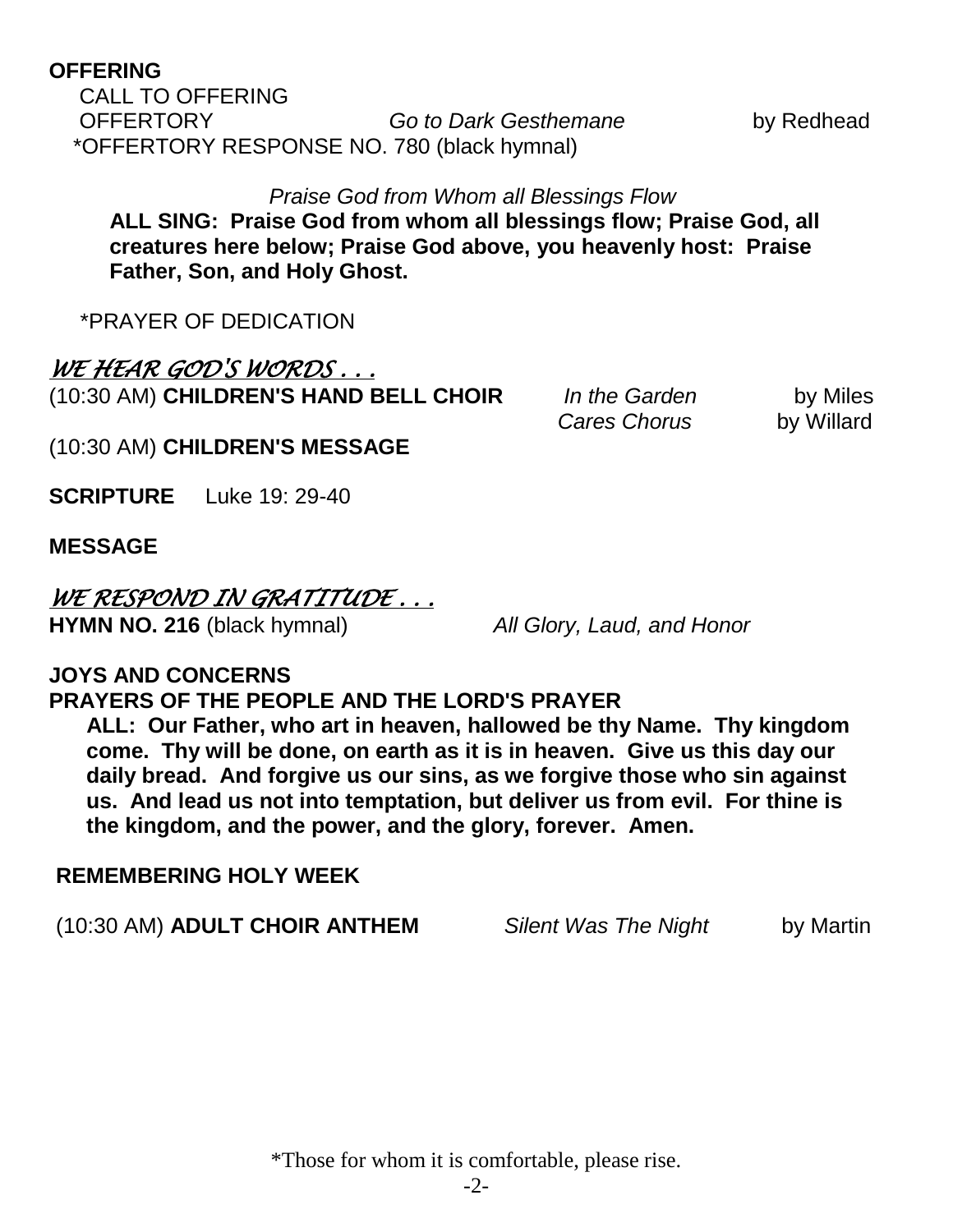**OFFERING**

CALL TO OFFERING

OFFERTORY *Go to Dark Gesthemane* by Redhead

*OFFERTORY RESPONSE NO. 780 (black hymnal)

*Praise God from Whom all Blessings Flow*

**ALL SING: Praise God from whom all blessings flow; Praise God, all creatures here below; Praise God above, you heavenly host: Praise Father, Son, and Holy Ghost.**

*PRAYER OF DEDICATION

## *WE HEAR GOD'S WORDS . . .*

(10:30 AM) **CHILDREN'S HAND BELL CHOIR** *In the Garden* by Miles
*Cares Chorus* by Willard

(10:30 AM) **CHILDREN'S MESSAGE**

**SCRIPTURE** Luke 19: 29-40

**MESSAGE**

## *WE RESPOND IN GRATITUDE . . .*

**HYMN NO. 216** (black hymnal) *All Glory, Laud, and Honor*

**JOYS AND CONCERNS**

**PRAYERS OF THE PEOPLE AND THE LORD'S PRAYER**

**ALL: Our Father, who art in heaven, hallowed be thy Name. Thy kingdom come. Thy will be done, on earth as it is in heaven. Give us this day our daily bread. And forgive us our sins, as we forgive those who sin against us. And lead us not into temptation, but deliver us from evil. For thine is the kingdom, and the power, and the glory, forever. Amen.**

**REMEMBERING HOLY WEEK**

(10:30 AM) **ADULT CHOIR ANTHEM** *Silent Was The Night* by Martin

*Those for whom it is comfortable, please rise.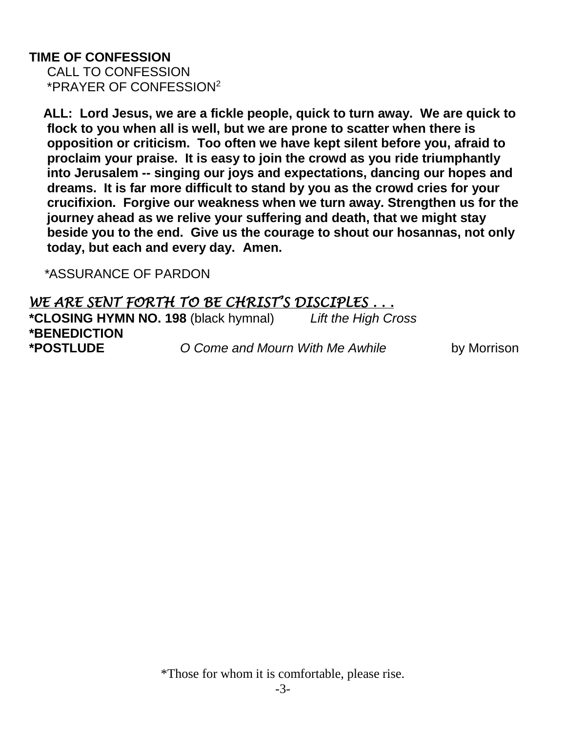**TIME OF CONFESSION**

CALL TO CONFESSION

*PRAYER OF CONFESSION[2]

**ALL: Lord Jesus, we are a fickle people, quick to turn away. We are quick to flock to you when all is well, but we are prone to scatter when there is opposition or criticism. Too often we have kept silent before you, afraid to proclaim your praise. It is easy to join the crowd as you ride triumphantly into Jerusalem -- singing our joys and expectations, dancing our hopes and dreams. It is far more difficult to stand by you as the crowd cries for your crucifixion. Forgive our weakness when we turn away. Strengthen us for the journey ahead as we relive your suffering and death, that we might stay beside you to the end. Give us the courage to shout our hosannas, not only today, but each and every day. Amen.**

*ASSURANCE OF PARDON

## *WE ARE SENT FORTH TO BE CHRIST'S DISCIPLES . . .*

**\*CLOSING HYMN NO. 198** (black hymnal) *Lift the High Cross*

**\*BENEDICTION**

**\*POSTLUDE** *O Come and Mourn With Me Awhile* by Morrison

*Those for whom it is comfortable, please rise.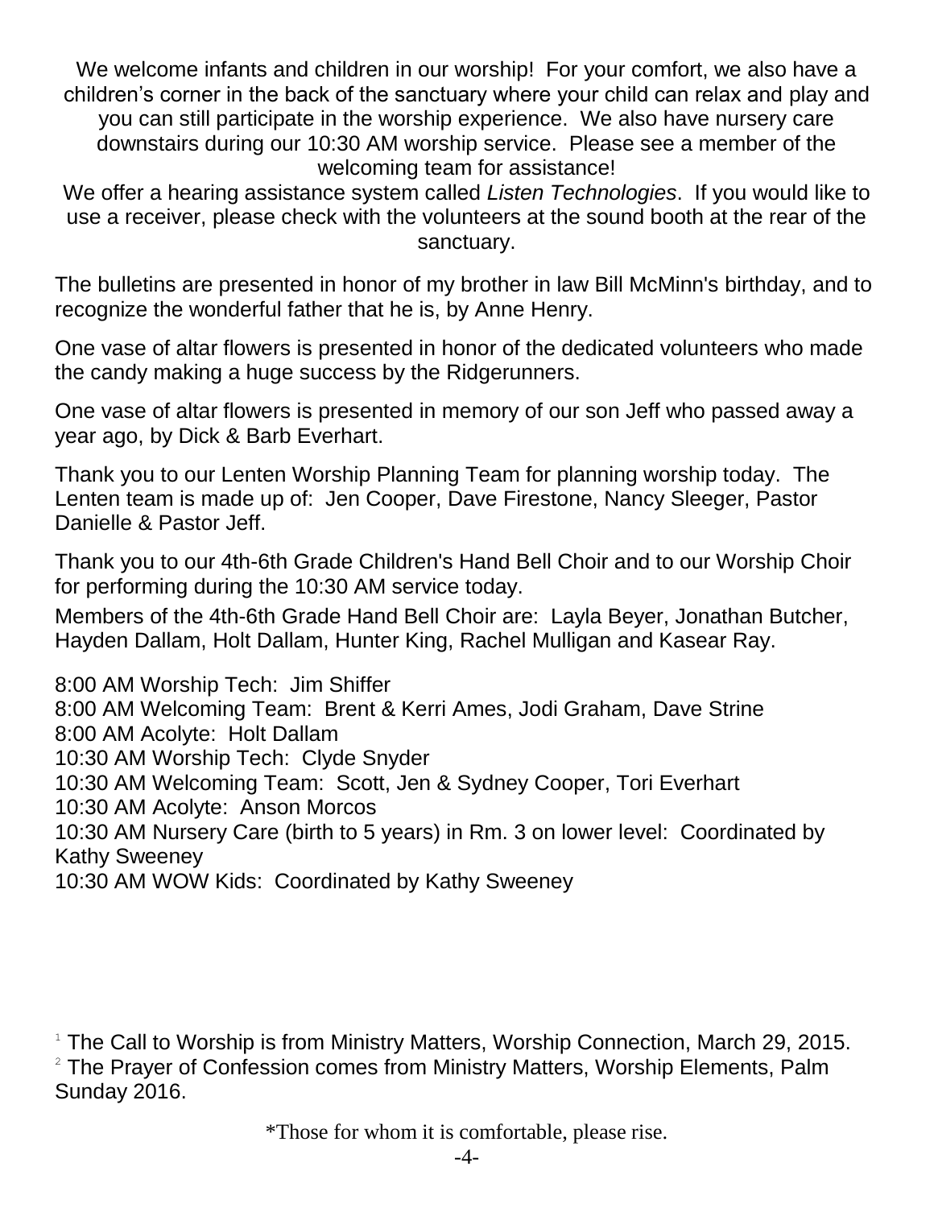We welcome infants and children in our worship! For your comfort, we also have a children's corner in the back of the sanctuary where your child can relax and play and you can still participate in the worship experience. We also have nursery care downstairs during our 10:30 AM worship service. Please see a member of the welcoming team for assistance!

We offer a hearing assistance system called *Listen Technologies*. If you would like to use a receiver, please check with the volunteers at the sound booth at the rear of the sanctuary.

The bulletins are presented in honor of my brother in law Bill McMinn's birthday, and to recognize the wonderful father that he is, by Anne Henry.

One vase of altar flowers is presented in honor of the dedicated volunteers who made the candy making a huge success by the Ridgerunners.

One vase of altar flowers is presented in memory of our son Jeff who passed away a year ago, by Dick & Barb Everhart.

Thank you to our Lenten Worship Planning Team for planning worship today. The Lenten team is made up of: Jen Cooper, Dave Firestone, Nancy Sleeger, Pastor Danielle & Pastor Jeff.

Thank you to our 4th-6th Grade Children's Hand Bell Choir and to our Worship Choir for performing during the 10:30 AM service today.

Members of the 4th-6th Grade Hand Bell Choir are: Layla Beyer, Jonathan Butcher, Hayden Dallam, Holt Dallam, Hunter King, Rachel Mulligan and Kasear Ray.

8:00 AM Worship Tech: Jim Shiffer  
8:00 AM Welcoming Team: Brent & Kerri Ames, Jodi Graham, Dave Strine  
8:00 AM Acolyte: Holt Dallam  
10:30 AM Worship Tech: Clyde Snyder  
10:30 AM Welcoming Team: Scott, Jen & Sydney Cooper, Tori Everhart  
10:30 AM Acolyte: Anson Morcos  
10:30 AM Nursery Care (birth to 5 years) in Rm. 3 on lower level: Coordinated by Kathy Sweeney  
10:30 AM WOW Kids: Coordinated by Kathy Sweeney

[1] The Call to Worship is from Ministry Matters, Worship Connection, March 29, 2015.  
[2] The Prayer of Confession comes from Ministry Matters, Worship Elements, Palm Sunday 2016.

*Those for whom it is comfortable, please rise.